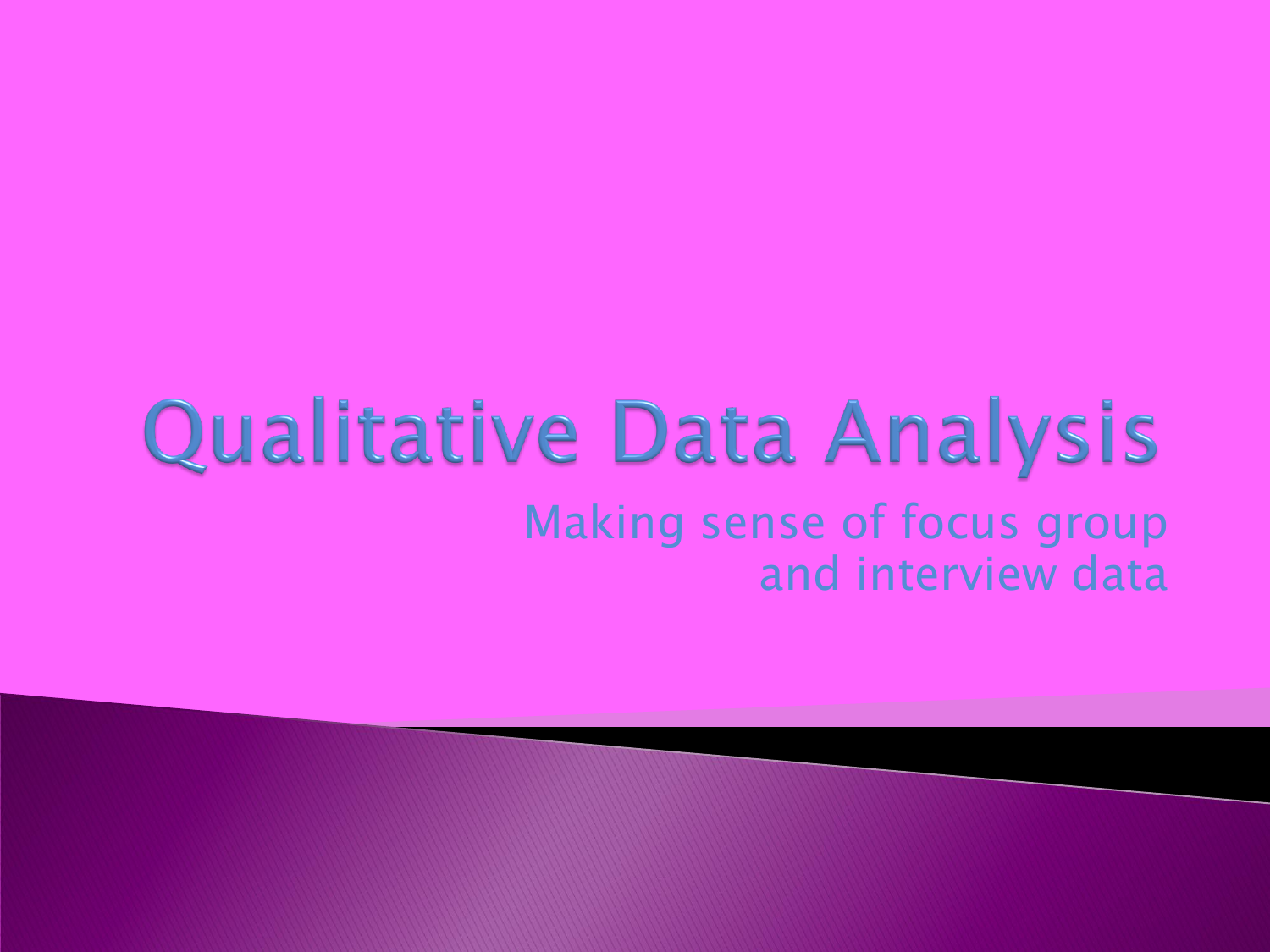# Qualitative Data Analysis

Making sense of focus group and interview data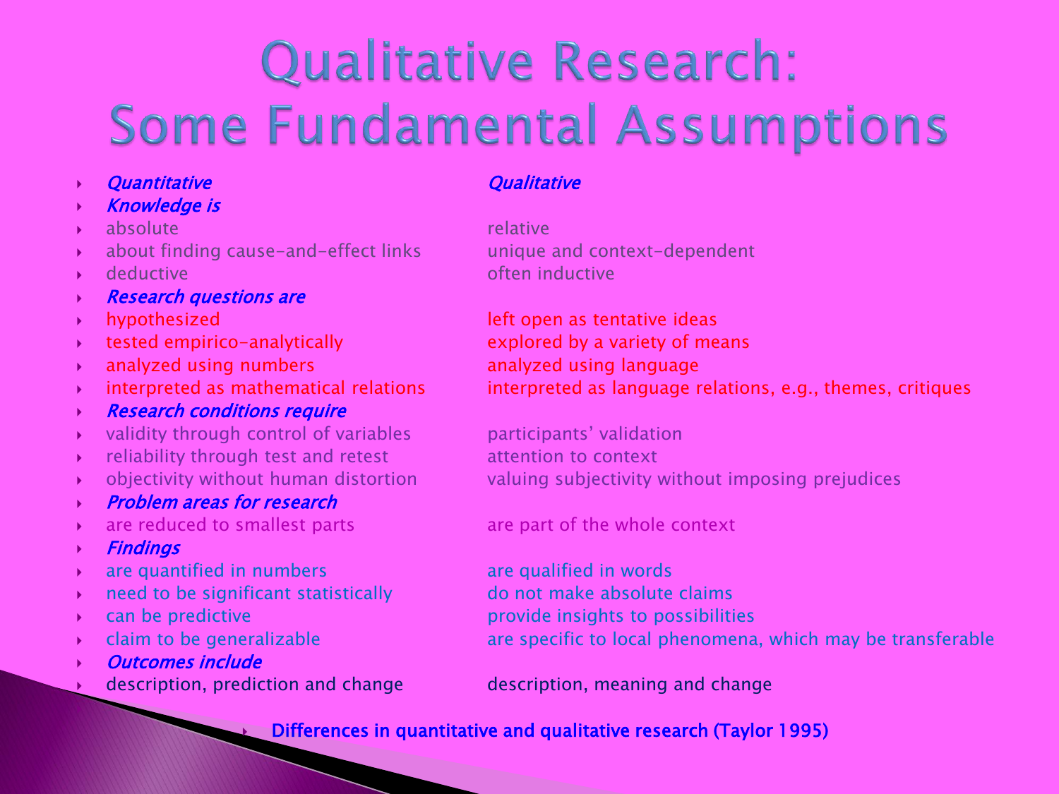# Qualitative Research: Some Fundamental Assumptions

| Quantitative | Qualitative |
| --- | --- |
| ***Knowledge is*** | |
| absolute | relative |
| about finding cause-and-effect links | unique and context-dependent |
| deductive | often inductive |
| ***Research questions are*** | |
| hypothesized | left open as tentative ideas |
| tested empirico-analytically | explored by a variety of means |
| analyzed using numbers | analyzed using language |
| interpreted as mathematical relations | interpreted as language relations, e.g., themes, critiques |
| ***Research conditions require*** | |
| validity through control of variables | participants' validation |
| reliability through test and retest | attention to context |
| objectivity without human distortion | valuing subjectivity without imposing prejudices |
| ***Problem areas for research*** | |
| are reduced to smallest parts | are part of the whole context |
| ***Findings*** | |
| are quantified in numbers | are qualified in words |
| need to be significant statistically | do not make absolute claims |
| can be predictive | provide insights to possibilities |
| claim to be generalizable | are specific to local phenomena, which may be transferable |
| ***Outcomes include*** | |
| description, prediction and change | description, meaning and change |

- Differences in quantitative and qualitative research (Taylor 1995)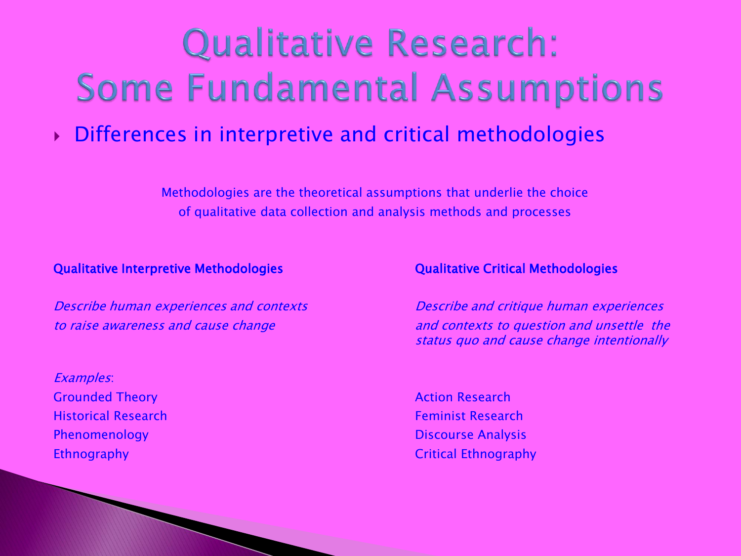# Qualitative Research: Some Fundamental Assumptions

- Differences in interpretive and critical methodologies

Methodologies are the theoretical assumptions that underlie the choice of qualitative data collection and analysis methods and processes

| **Qualitative Interpretive Methodologies** | **Qualitative Critical Methodologies** |
| --- | --- |
| *Describe human experiences and contexts to raise awareness and cause change* | *Describe and critique human experiences and contexts to question and unsettle the status quo and cause change intentionally* |
| *Examples*: | |
| Grounded Theory | Action Research |
| Historical Research | Feminist Research |
| Phenomenology | Discourse Analysis |
| Ethnography | Critical Ethnography |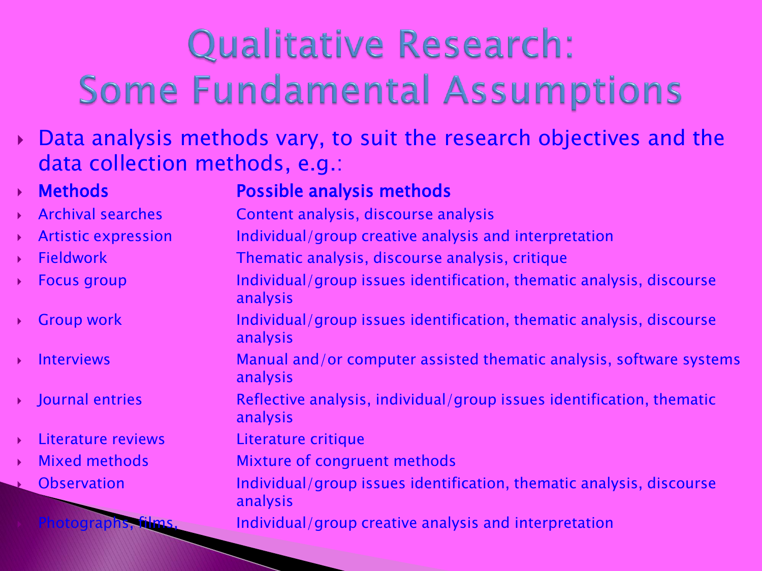# Qualitative Research: Some Fundamental Assumptions

- Data analysis methods vary, to suit the research objectives and the data collection methods, e.g.:

| Methods | Possible analysis methods |
| --- | --- |
| Archival searches | Content analysis, discourse analysis |
| Artistic expression | Individual/group creative analysis and interpretation |
| Fieldwork | Thematic analysis, discourse analysis, critique |
| Focus group | Individual/group issues identification, thematic analysis, discourse analysis |
| Group work | Individual/group issues identification, thematic analysis, discourse analysis |
| Interviews | Manual and/or computer assisted thematic analysis, software systems analysis |
| Journal entries | Reflective analysis, individual/group issues identification, thematic analysis |
| Literature reviews | Literature critique |
| Mixed methods | Mixture of congruent methods |
| Observation | Individual/group issues identification, thematic analysis, discourse analysis |
| Photographs, films, | Individual/group creative analysis and interpretation |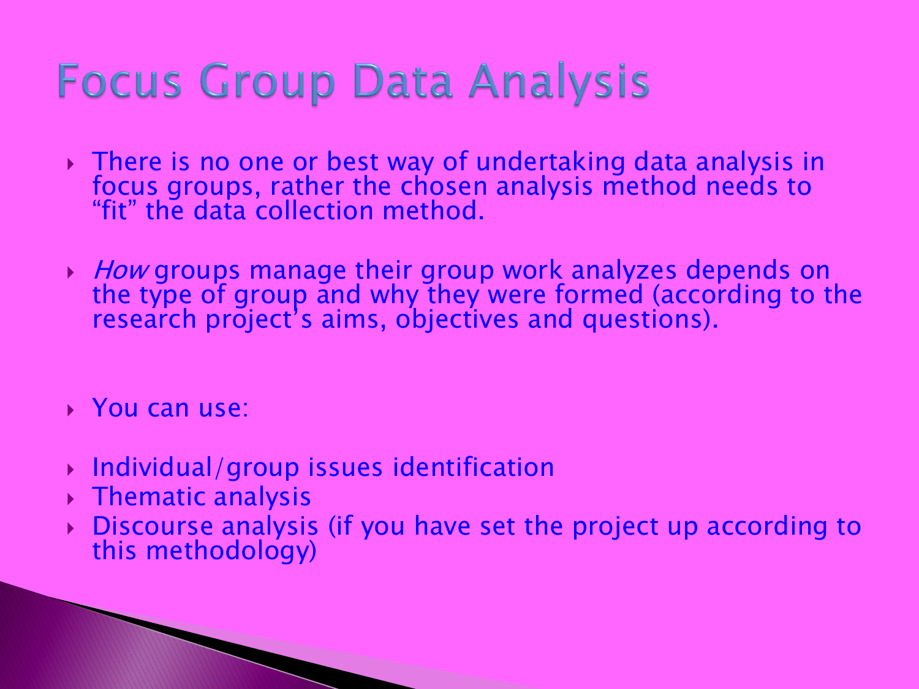# Focus Group Data Analysis

- There is no one or best way of undertaking data analysis in focus groups, rather the chosen analysis method needs to "fit" the data collection method.

- *How* groups manage their group work analyzes depends on the type of group and why they were formed (according to the research project's aims, objectives and questions).

- You can use:

- Individual/group issues identification
- Thematic analysis
- Discourse analysis (if you have set the project up according to this methodology)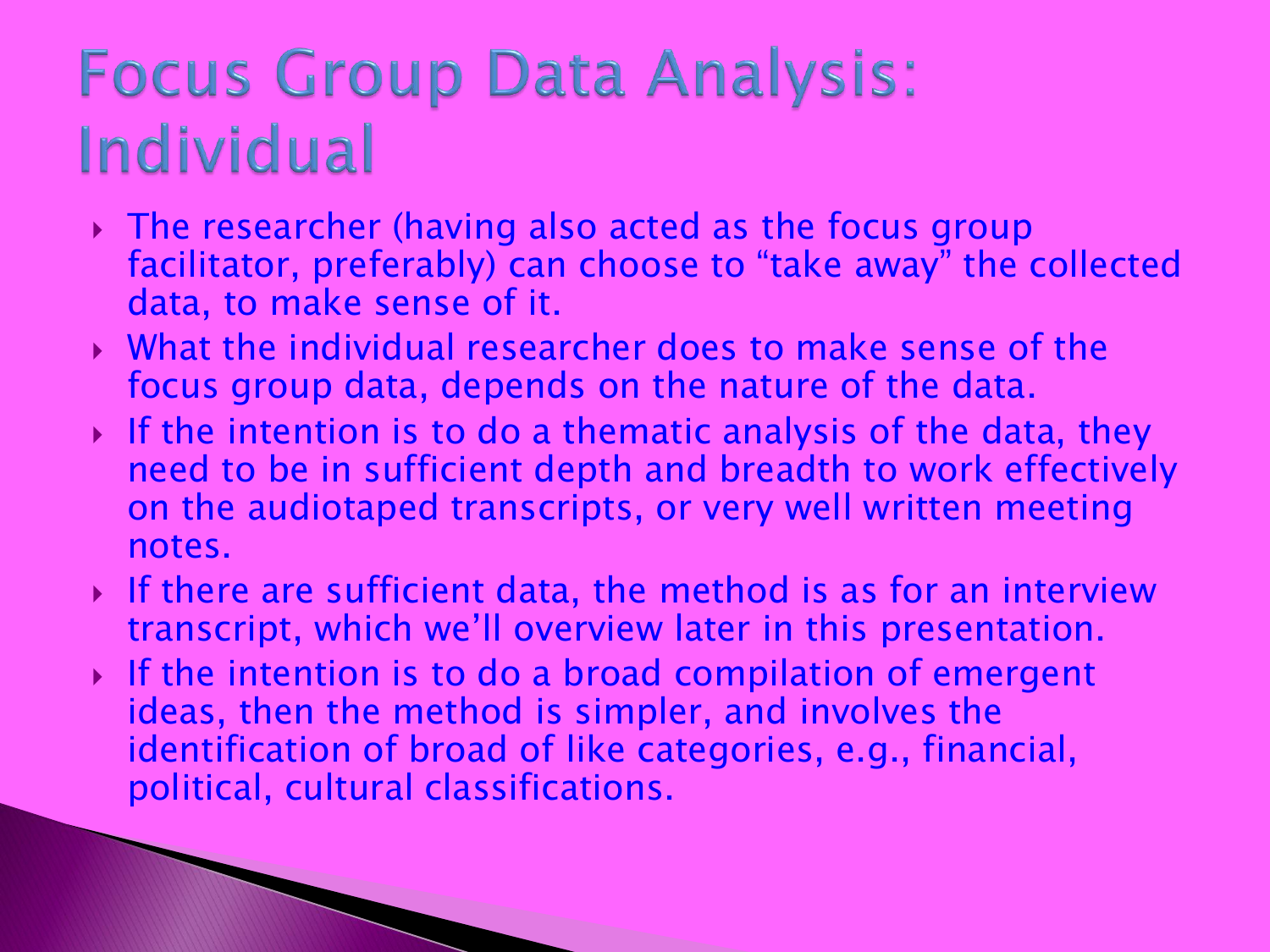# Focus Group Data Analysis: Individual

- The researcher (having also acted as the focus group facilitator, preferably) can choose to "take away" the collected data, to make sense of it.
- What the individual researcher does to make sense of the focus group data, depends on the nature of the data.
- If the intention is to do a thematic analysis of the data, they need to be in sufficient depth and breadth to work effectively on the audiotaped transcripts, or very well written meeting notes.
- If there are sufficient data, the method is as for an interview transcript, which we'll overview later in this presentation.
- If the intention is to do a broad compilation of emergent ideas, then the method is simpler, and involves the identification of broad of like categories, e.g., financial, political, cultural classifications.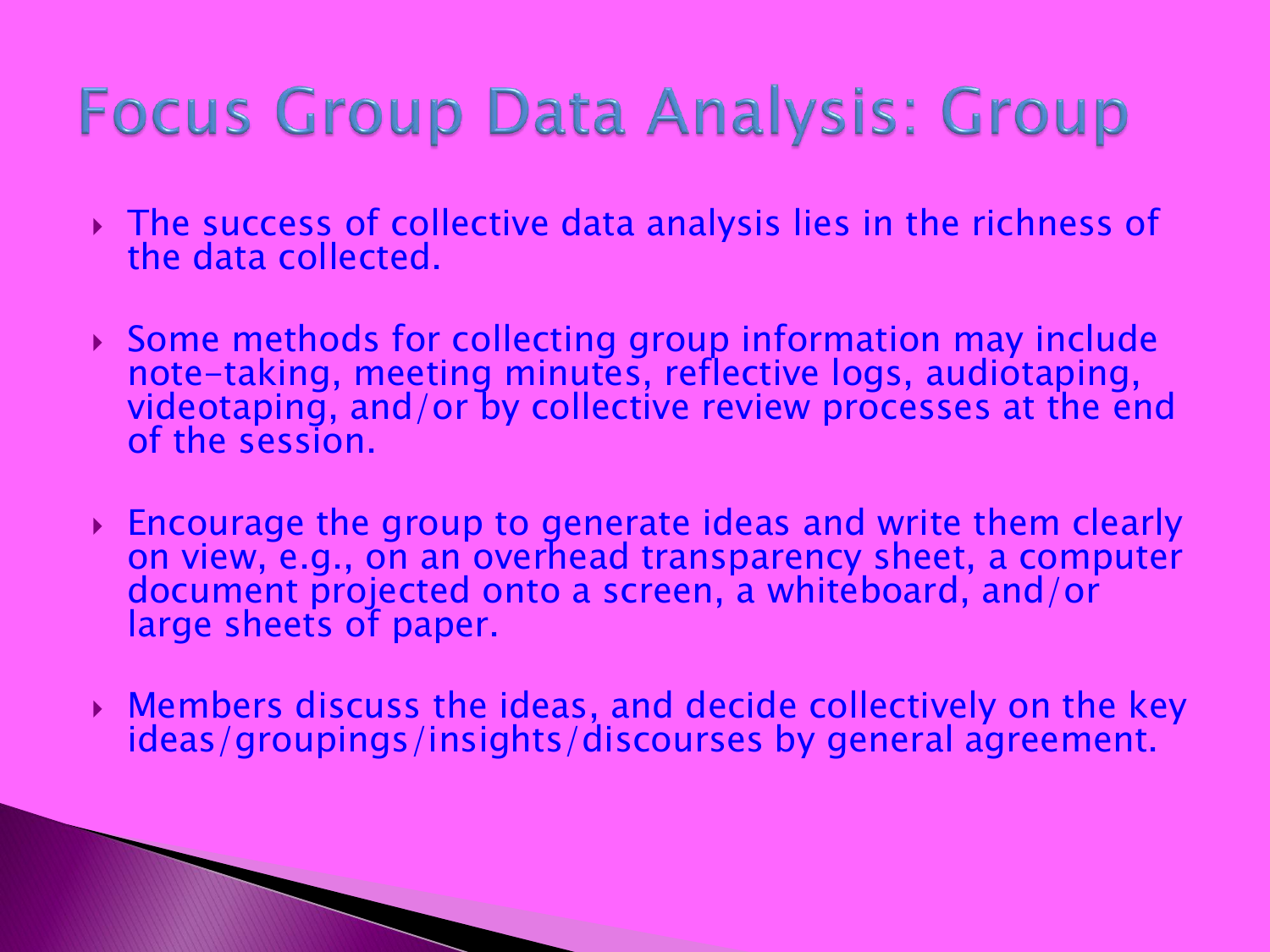# Focus Group Data Analysis: Group

- The success of collective data analysis lies in the richness of the data collected.
- Some methods for collecting group information may include note-taking, meeting minutes, reflective logs, audiotaping, videotaping, and/or by collective review processes at the end of the session.
- Encourage the group to generate ideas and write them clearly on view, e.g., on an overhead transparency sheet, a computer document projected onto a screen, a whiteboard, and/or large sheets of paper.
- Members discuss the ideas, and decide collectively on the key ideas/groupings/insights/discourses by general agreement.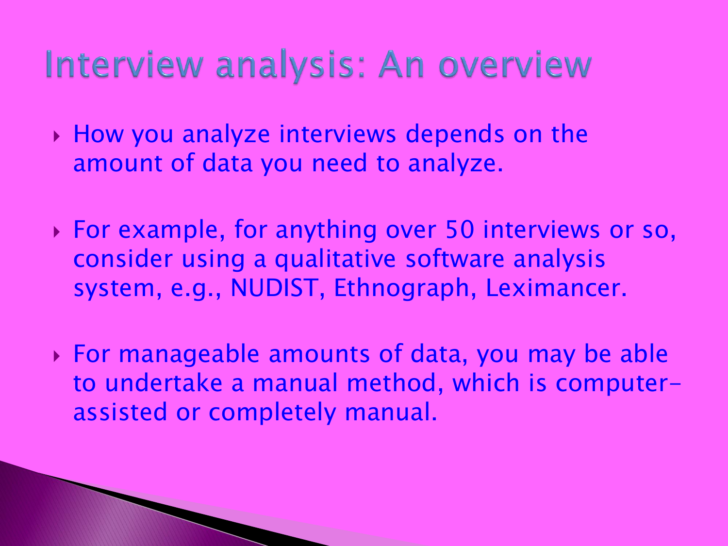# Interview analysis: An overview

- How you analyze interviews depends on the amount of data you need to analyze.
- For example, for anything over 50 interviews or so, consider using a qualitative software analysis system, e.g., NUDIST, Ethnograph, Leximancer.
- For manageable amounts of data, you may be able to undertake a manual method, which is computer-assisted or completely manual.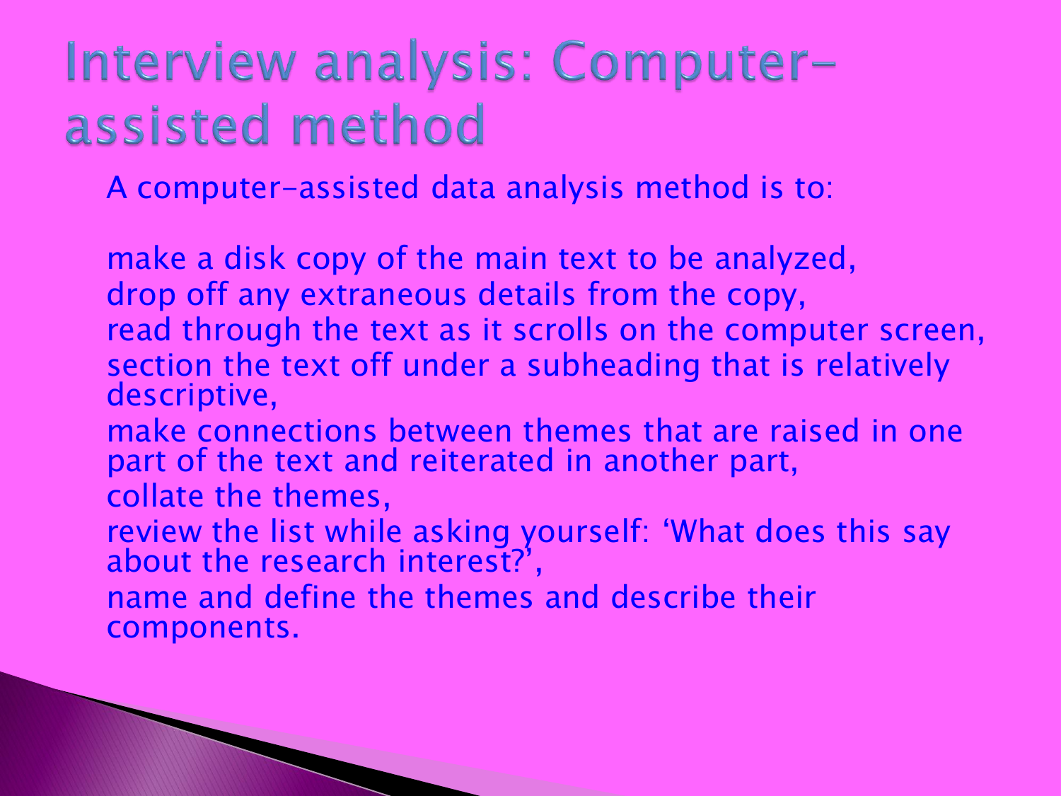# Interview analysis: Computer-assisted method

A computer-assisted data analysis method is to:

- make a disk copy of the main text to be analyzed,
- drop off any extraneous details from the copy,
- read through the text as it scrolls on the computer screen,
- section the text off under a subheading that is relatively descriptive,
- make connections between themes that are raised in one part of the text and reiterated in another part,
- collate the themes,
- review the list while asking yourself: 'What does this say about the research interest?',
- name and define the themes and describe their components.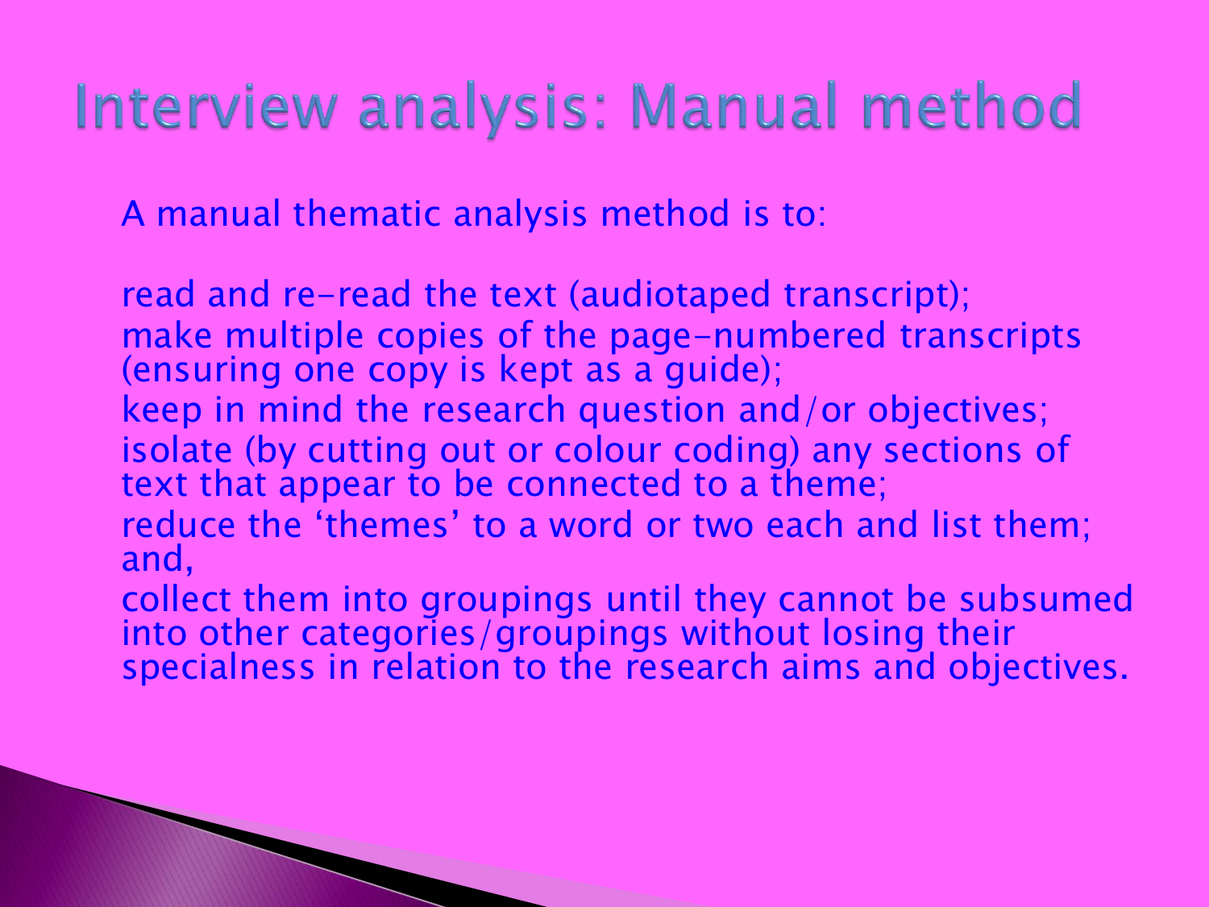# Interview analysis: Manual method

A manual thematic analysis method is to:

read and re-read the text (audiotaped transcript);
make multiple copies of the page-numbered transcripts (ensuring one copy is kept as a guide);
keep in mind the research question and/or objectives;
isolate (by cutting out or colour coding) any sections of text that appear to be connected to a theme;
reduce the 'themes' to a word or two each and list them; and,
collect them into groupings until they cannot be subsumed into other categories/groupings without losing their specialness in relation to the research aims and objectives.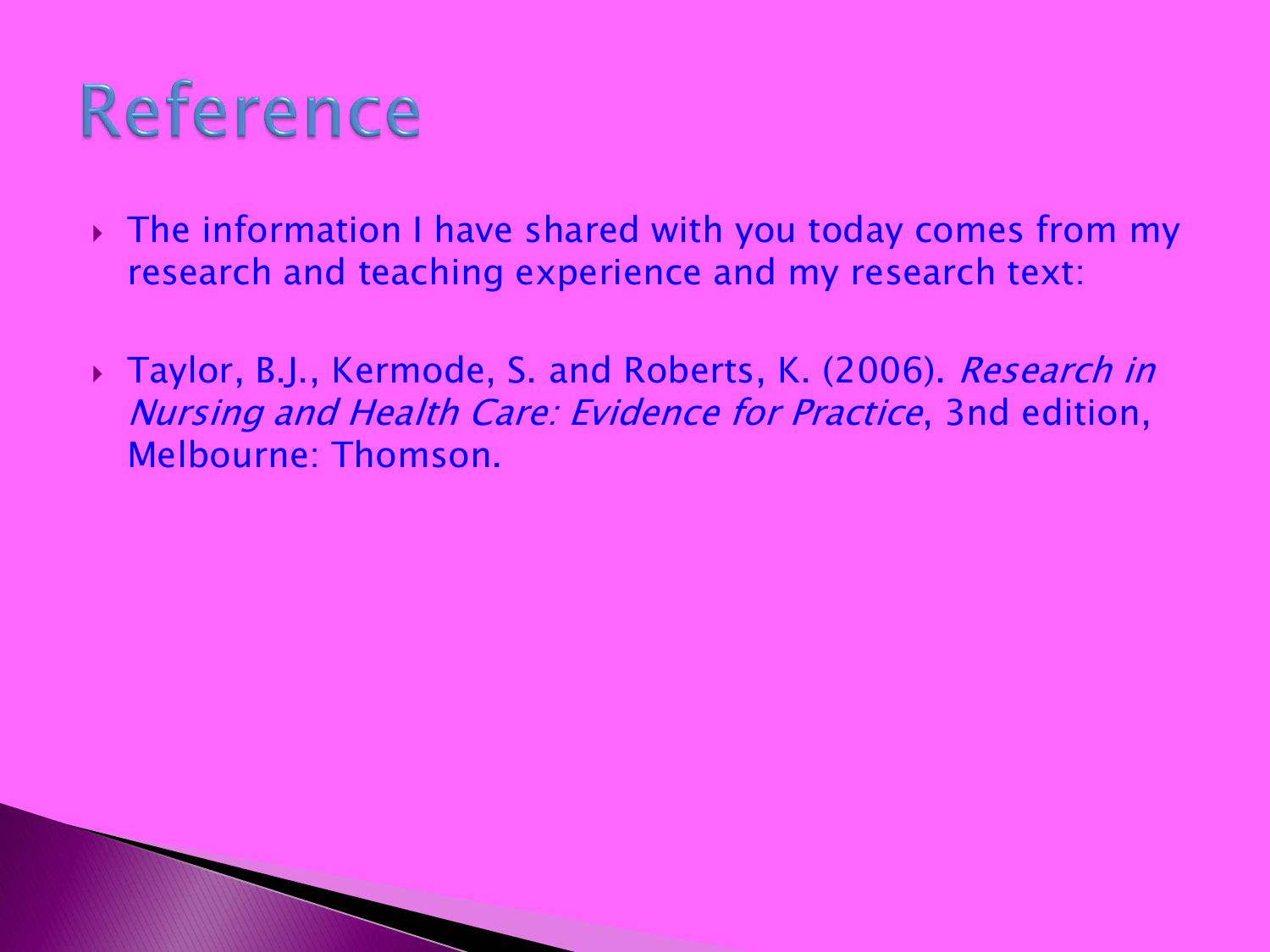# Reference

- The information I have shared with you today comes from my research and teaching experience and my research text:
- Taylor, B.J., Kermode, S. and Roberts, K. (2006). *Research in Nursing and Health Care: Evidence for Practice*, 3nd edition, Melbourne: Thomson.